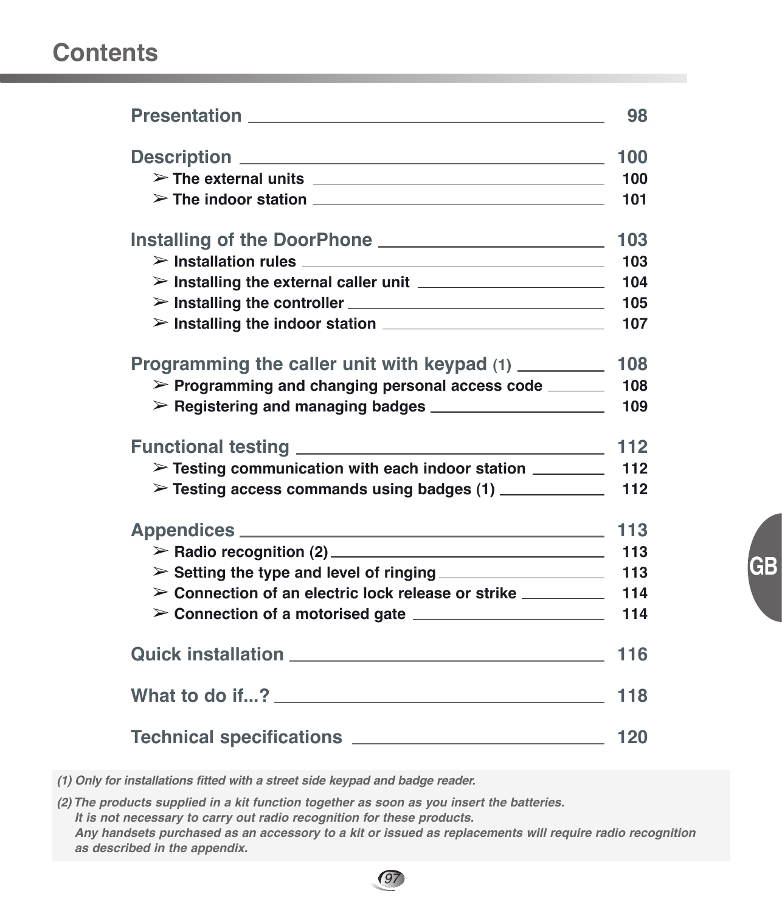# Contents

**Presentation** 98

**Description** 100

- ➢ The external units 100
- ➢ The indoor station 101

**Installing of the DoorPhone** 103

- ➢ Installation rules 103
- ➢ Installing the external caller unit 104
- ➢ Installing the controller 105
- ➢ Installing the indoor station 107

**Programming the caller unit with keypad (1)** 108

- ➢ Programming and changing personal access code 108
- ➢ Registering and managing badges 109

**Functional testing** 112

- ➢ Testing communication with each indoor station 112
- ➢ Testing access commands using badges (1) 112

**Appendices** 113

- ➢ Radio recognition (2) 113
- ➢ Setting the type and level of ringing 113
- ➢ Connection of an electric lock release or strike 114
- ➢ Connection of a motorised gate 114

**Quick installation** 116

**What to do if...?** 118

**Technical specifications** 120

*(1) Only for installations fitted with a street side keypad and badge reader.*

*(2) The products supplied in a kit function together as soon as you insert the batteries. It is not necessary to carry out radio recognition for these products. Any handsets purchased as an accessory to a kit or issued as replacements will require radio recognition as described in the appendix.*

GB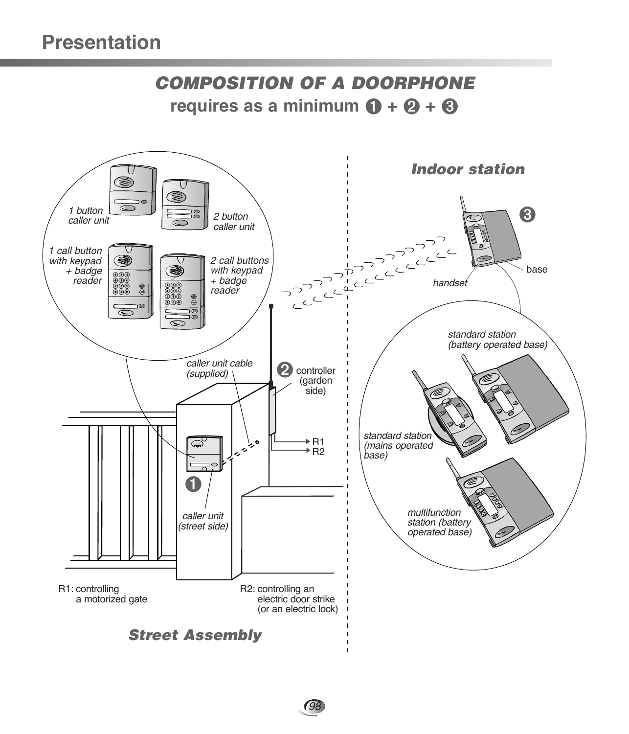# Presentation

## *COMPOSITION OF A DOORPHONE*

**requires as a minimum ❶ + ❷ + ❸**

*Indoor station*

❸

base

*handset*

*standard station (battery operated base)*

*standard station (mains operated base)*

*multifunction station (battery operated base)*

*1 button caller unit*

*2 button caller unit*

*1 call button with keypad + badge reader*

*2 call buttons with keypad + badge reader*

*caller unit cable (supplied)*

❷ controller (garden side)

R1
R2

❶

*caller unit (street side)*

R1: controlling a motorized gate

R2: controlling an electric door strike (or an electric lock)

*Street Assembly*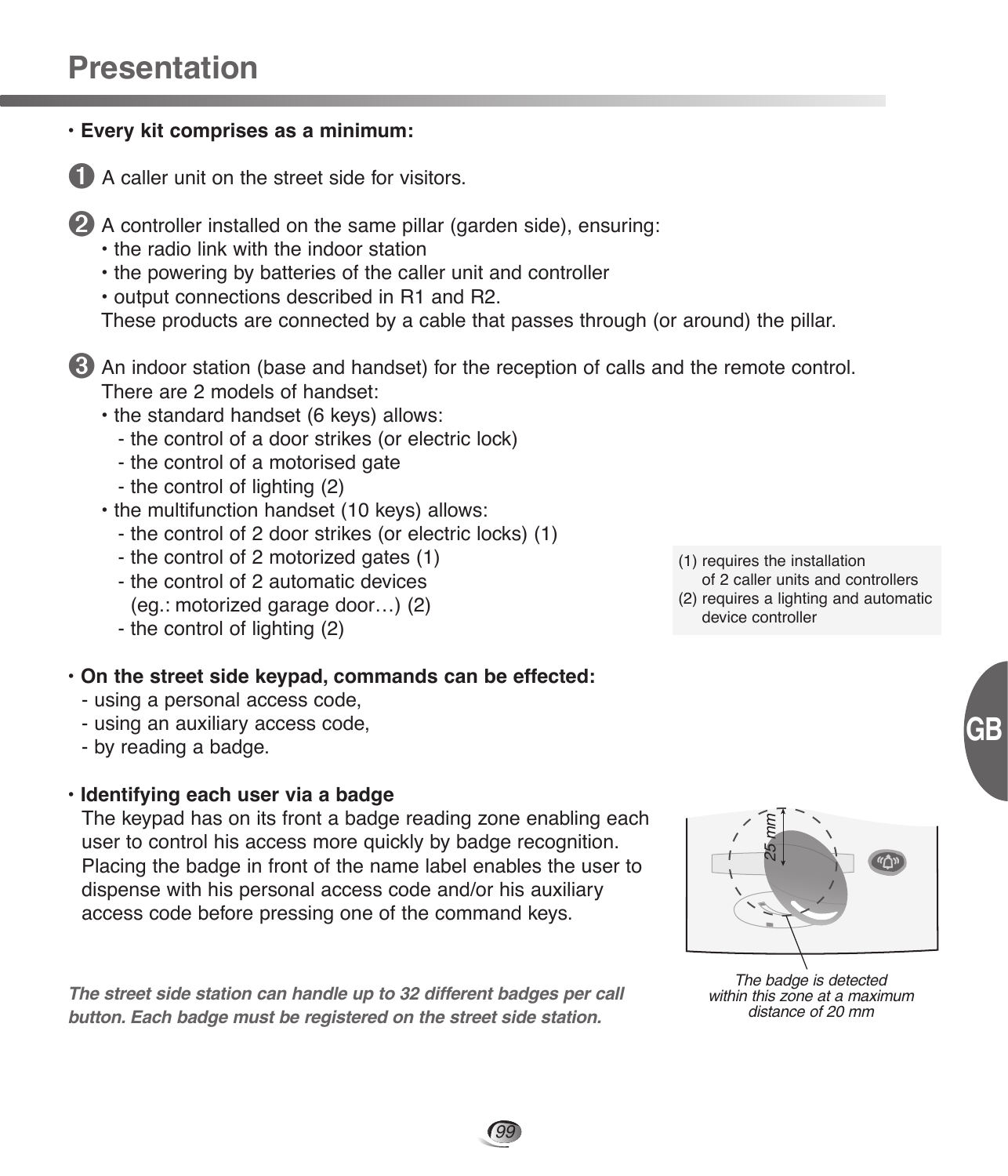# Presentation

- **Every kit comprises as a minimum:**

1. A caller unit on the street side for visitors.

2. A controller installed on the same pillar (garden side), ensuring:
   - the radio link with the indoor station
   - the powering by batteries of the caller unit and controller
   - output connections described in R1 and R2.

   These products are connected by a cable that passes through (or around) the pillar.

3. An indoor station (base and handset) for the reception of calls and the remote control.
   There are 2 models of handset:
   - the standard handset (6 keys) allows:
     - the control of a door strikes (or electric lock)
     - the control of a motorised gate
     - the control of lighting (2)
   - the multifunction handset (10 keys) allows:
     - the control of 2 door strikes (or electric locks) (1)
     - the control of 2 motorized gates (1)
     - the control of 2 automatic devices (eg.: motorized garage door…) (2)
     - the control of lighting (2)

(1) requires the installation of 2 caller units and controllers
(2) requires a lighting and automatic device controller

- **On the street side keypad, commands can be effected:**
  - using a personal access code,
  - using an auxiliary access code,
  - by reading a badge.

- **Identifying each user via a badge**

  The keypad has on its front a badge reading zone enabling each user to control his access more quickly by badge recognition. Placing the badge in front of the name label enables the user to dispense with his personal access code and/or his auxiliary access code before pressing one of the command keys.

25 mm

*The badge is detected within this zone at a maximum distance of 20 mm*

***The street side station can handle up to 32 different badges per call button. Each badge must be registered on the street side station.***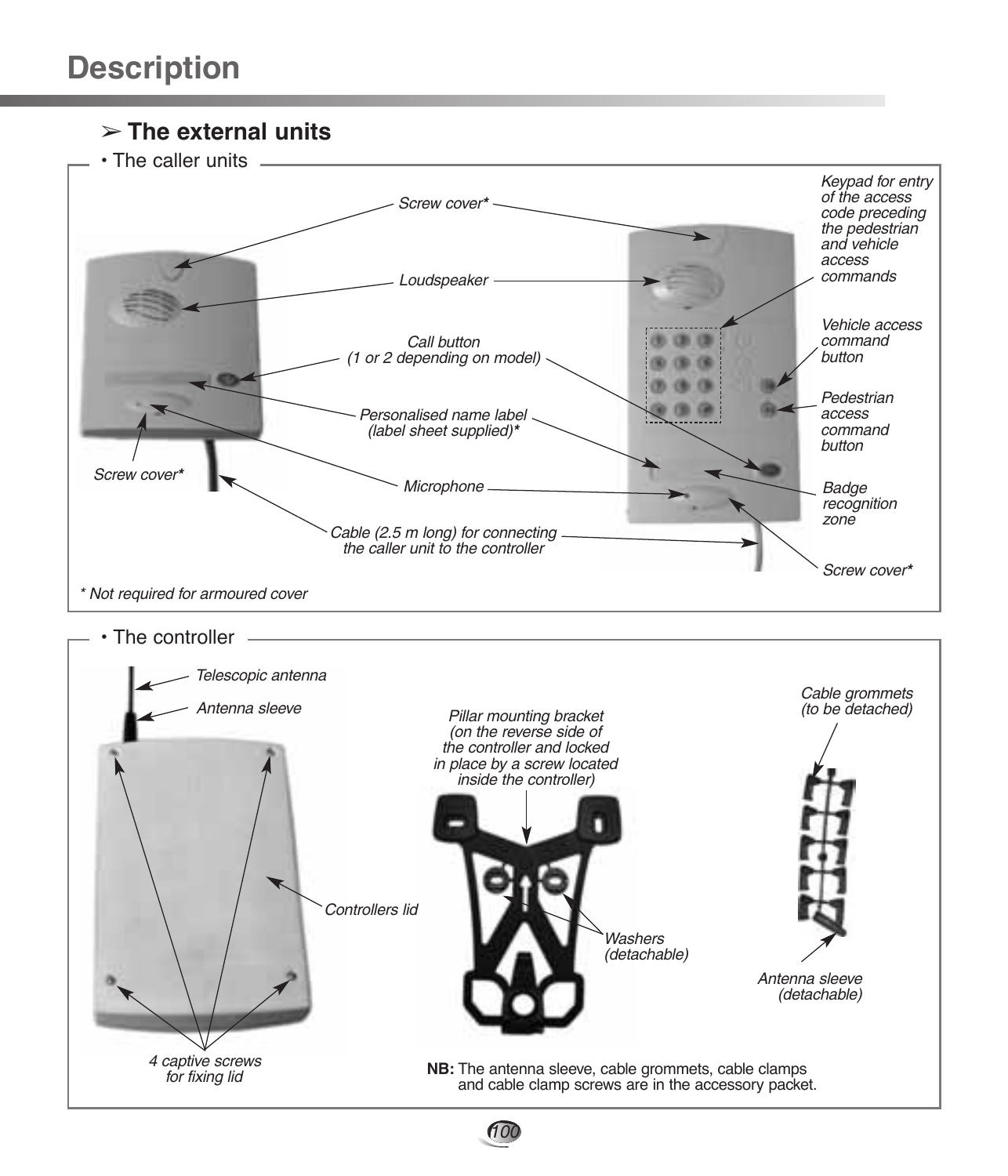# Description

## ➢ The external units

### • The caller units

*Screw cover**

*Loudspeaker*

*Call button (1 or 2 depending on model)*

*Personalised name label (label sheet supplied)**

*Microphone*

*Cable (2.5 m long) for connecting the caller unit to the controller*

*Screw cover**

*Keypad for entry of the access code preceding the pedestrian and vehicle access commands*

*Vehicle access command button*

*Pedestrian access command button*

*Badge recognition zone*

*Screw cover**

** Not required for armoured cover*

### • The controller

*Telescopic antenna*

*Antenna sleeve*

*Controllers lid*

*4 captive screws for fixing lid*

*Pillar mounting bracket (on the reverse side of the controller and locked in place by a screw located inside the controller)*

*Washers (detachable)*

*Cable grommets (to be detached)*

*Antenna sleeve (detachable)*

**NB:** The antenna sleeve, cable grommets, cable clamps and cable clamp screws are in the accessory packet.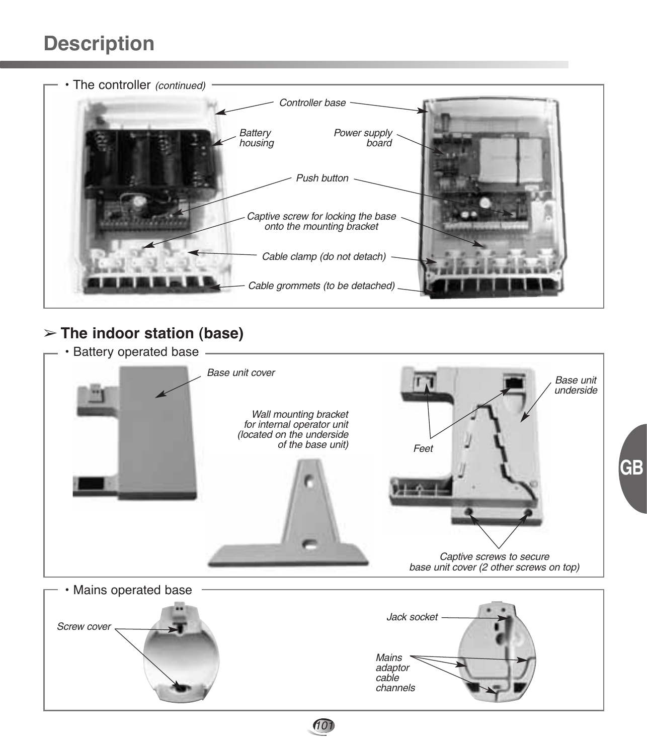# Description

• The controller *(continued)*

*Controller base*

*Battery housing*

*Power supply board*

*Push button*

*Captive screw for locking the base onto the mounting bracket*

*Cable clamp (do not detach)*

*Cable grommets (to be detached)*

## ➢ The indoor station (base)

• Battery operated base

*Base unit cover*

*Wall mounting bracket for internal operator unit (located on the underside of the base unit)*

*Base unit underside*

*Feet*

*Captive screws to secure base unit cover (2 other screws on top)*

• Mains operated base

*Screw cover*

*Jack socket*

*Mains adaptor cable channels*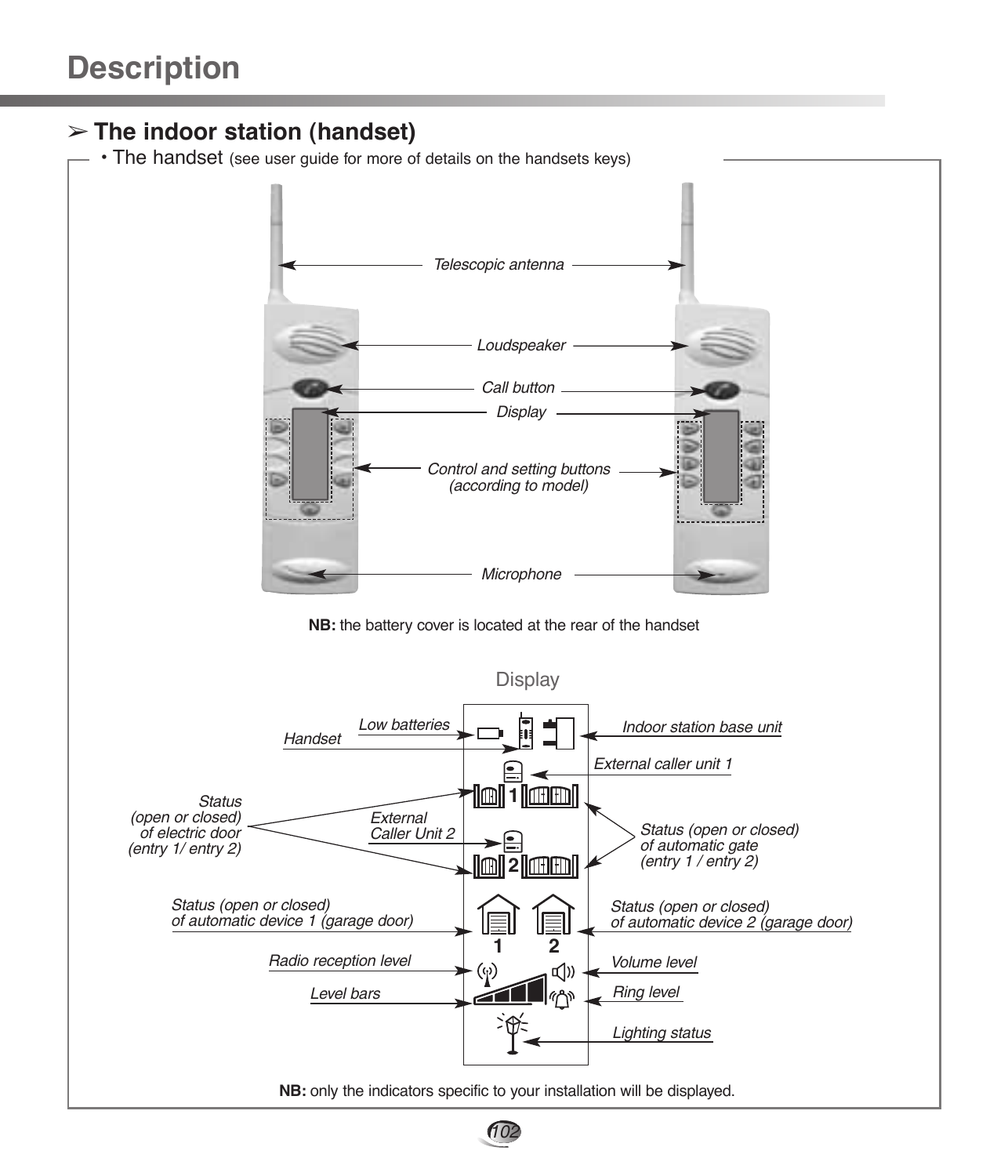# Description

## ➢ The indoor station (handset)

• The handset (see user guide for more of details on the handsets keys)

Telescopic antenna

Loudspeaker

Call button

Display

Control and setting buttons (according to model)

Microphone

**NB:** the battery cover is located at the rear of the handset

Display

Low batteries

Handset

Indoor station base unit

External caller unit 1

Status (open or closed) of electric door (entry 1/ entry 2)

External Caller Unit 2

Status (open or closed) of automatic gate (entry 1 / entry 2)

Status (open or closed) of automatic device 1 (garage door)

Status (open or closed) of automatic device 2 (garage door)

Radio reception level

Volume level

Level bars

Ring level

Lighting status

**NB:** only the indicators specific to your installation will be displayed.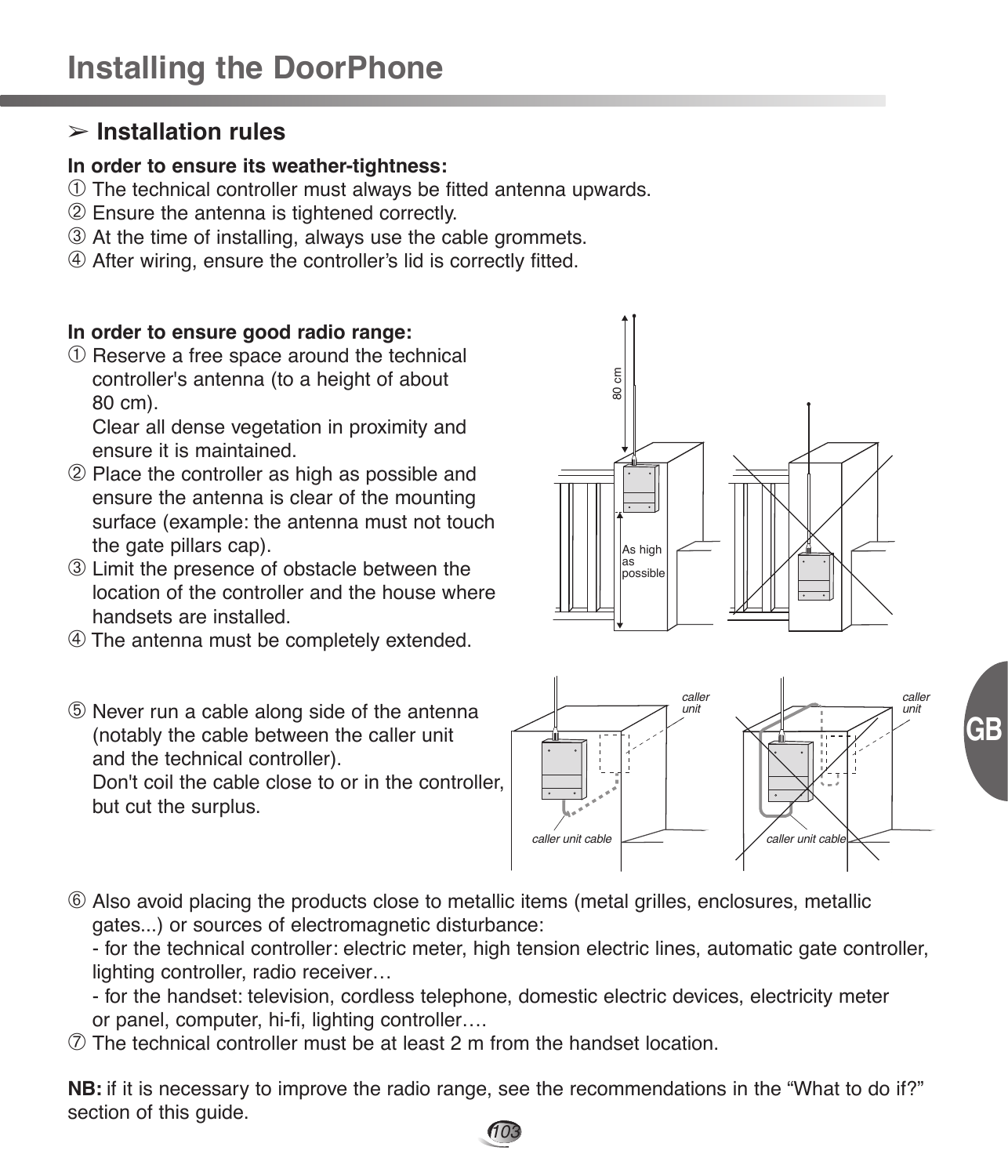# Installing the DoorPhone

## ➢ Installation rules

**In order to ensure its weather-tightness:**

① The technical controller must always be fitted antenna upwards.
② Ensure the antenna is tightened correctly.
③ At the time of installing, always use the cable grommets.
④ After wiring, ensure the controller's lid is correctly fitted.

**In order to ensure good radio range:**

① Reserve a free space around the technical controller's antenna (to a height of about 80 cm).
Clear all dense vegetation in proximity and ensure it is maintained.
② Place the controller as high as possible and ensure the antenna is clear of the mounting surface (example: the antenna must not touch the gate pillars cap).
③ Limit the presence of obstacle between the location of the controller and the house where handsets are installed.
④ The antenna must be completely extended.

⑤ Never run a cable along side of the antenna (notably the cable between the caller unit and the technical controller).
Don't coil the cable close to or in the controller, but cut the surplus.

⑥ Also avoid placing the products close to metallic items (metal grilles, enclosures, metallic gates...) or sources of electromagnetic disturbance:
- for the technical controller: electric meter, high tension electric lines, automatic gate controller, lighting controller, radio receiver…
- for the handset: television, cordless telephone, domestic electric devices, electricity meter or panel, computer, hi-fi, lighting controller….
⑦ The technical controller must be at least 2 m from the handset location.

**NB:** if it is necessary to improve the radio range, see the recommendations in the "What to do if?" section of this guide.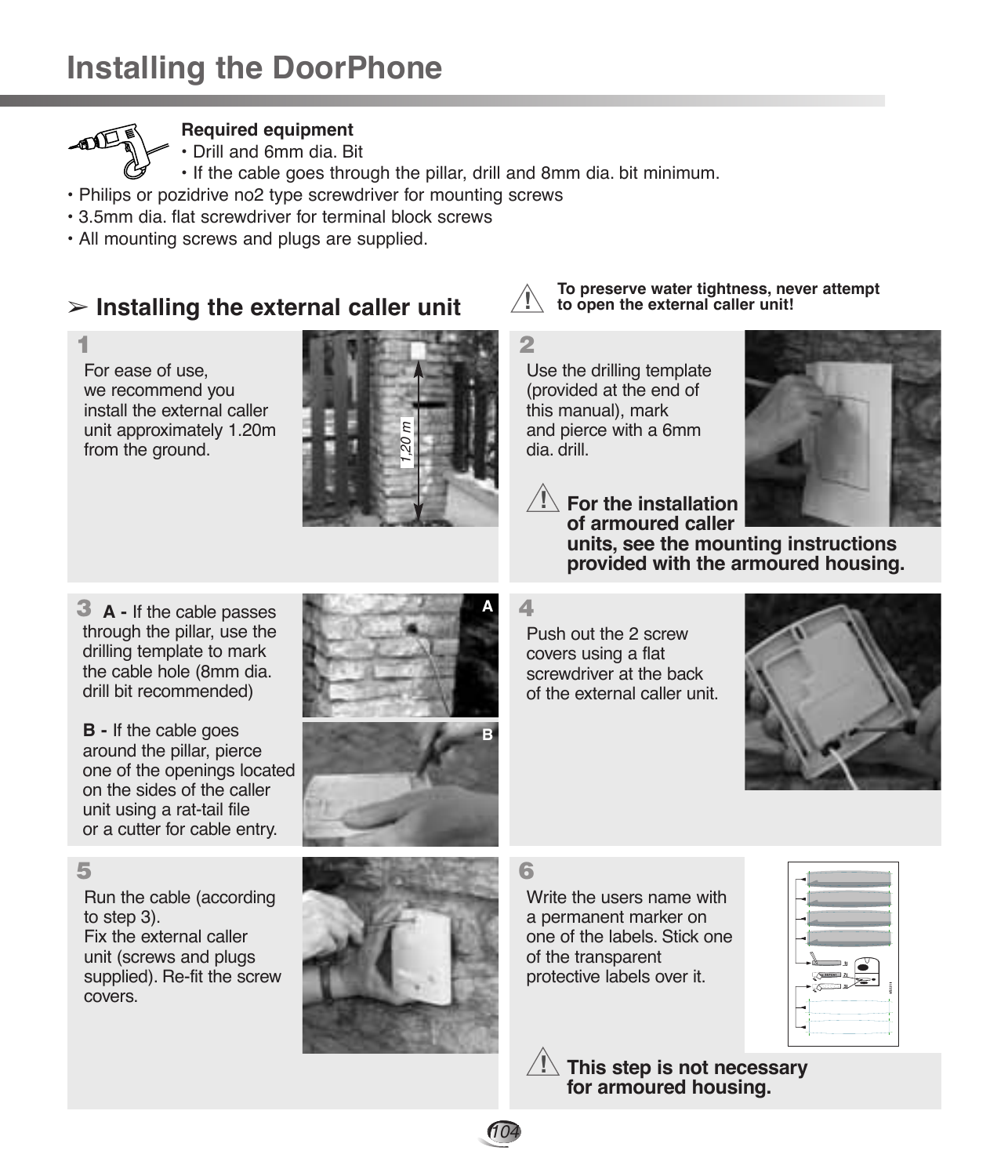# Installing the DoorPhone

**Required equipment**

- Drill and 6mm dia. Bit
- If the cable goes through the pillar, drill and 8mm dia. bit minimum.
- Philips or pozidrive no2 type screwdriver for mounting screws
- 3.5mm dia. flat screwdriver for terminal block screws
- All mounting screws and plugs are supplied.

## ➢ Installing the external caller unit

**To preserve water tightness, never attempt to open the external caller unit!**

**1**

For ease of use, we recommend you install the external caller unit approximately 1.20m from the ground.

1,20 m

**2**

Use the drilling template (provided at the end of this manual), mark and pierce with a 6mm dia. drill.

**For the installation of armoured caller units, see the mounting instructions provided with the armoured housing.**

**3**

**A -** If the cable passes through the pillar, use the drilling template to mark the cable hole (8mm dia. drill bit recommended)

**B -** If the cable goes around the pillar, pierce one of the openings located on the sides of the caller unit using a rat-tail file or a cutter for cable entry.

**4**

Push out the 2 screw covers using a flat screwdriver at the back of the external caller unit.

**5**

Run the cable (according to step 3).
Fix the external caller unit (screws and plugs supplied). Re-fit the screw covers.

**6**

Write the users name with a permanent marker on one of the labels. Stick one of the transparent protective labels over it.

**This step is not necessary for armoured housing.**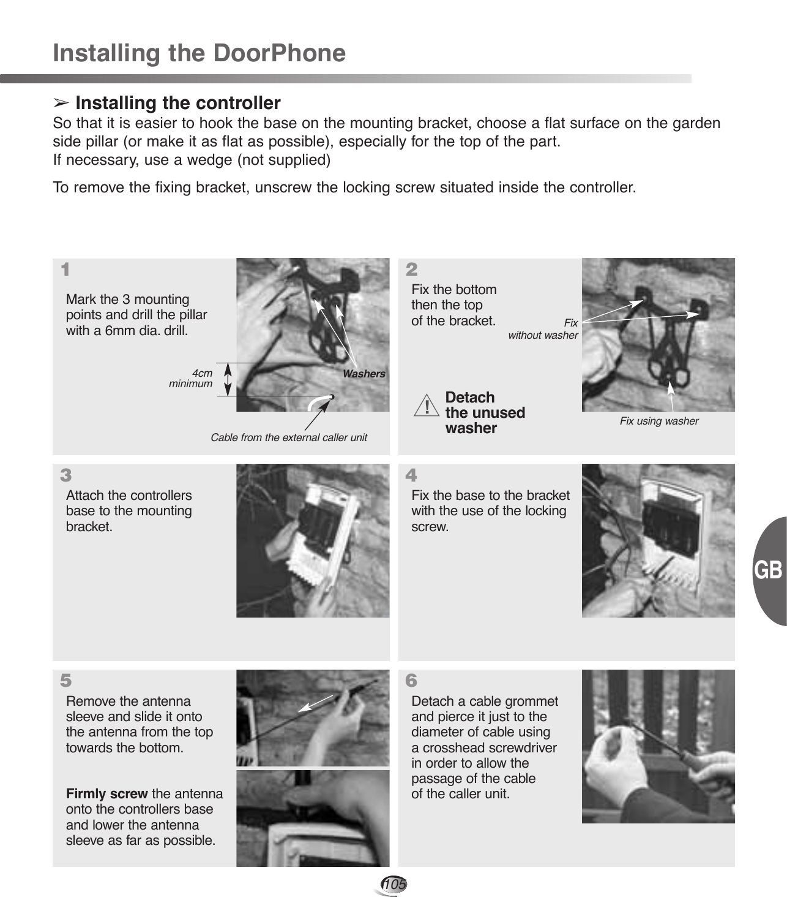# Installing the DoorPhone

## ➢ Installing the controller

So that it is easier to hook the base on the mounting bracket, choose a flat surface on the garden side pillar (or make it as flat as possible), especially for the top of the part.
If necessary, use a wedge (not supplied)

To remove the fixing bracket, unscrew the locking screw situated inside the controller.

**1**

Mark the 3 mounting points and drill the pillar with a 6mm dia. drill.

*4cm minimum*

*Washers*

*Cable from the external caller unit*

**2**

Fix the bottom then the top of the bracket.

*Fix without washer*

**Detach the unused washer**

*Fix using washer*

**3**

Attach the controllers base to the mounting bracket.

**4**

Fix the base to the bracket with the use of the locking screw.

**5**

Remove the antenna sleeve and slide it onto the antenna from the top towards the bottom.

**Firmly screw** the antenna onto the controllers base and lower the antenna sleeve as far as possible.

**6**

Detach a cable grommet and pierce it just to the diameter of cable using a crosshead screwdriver in order to allow the passage of the cable of the caller unit.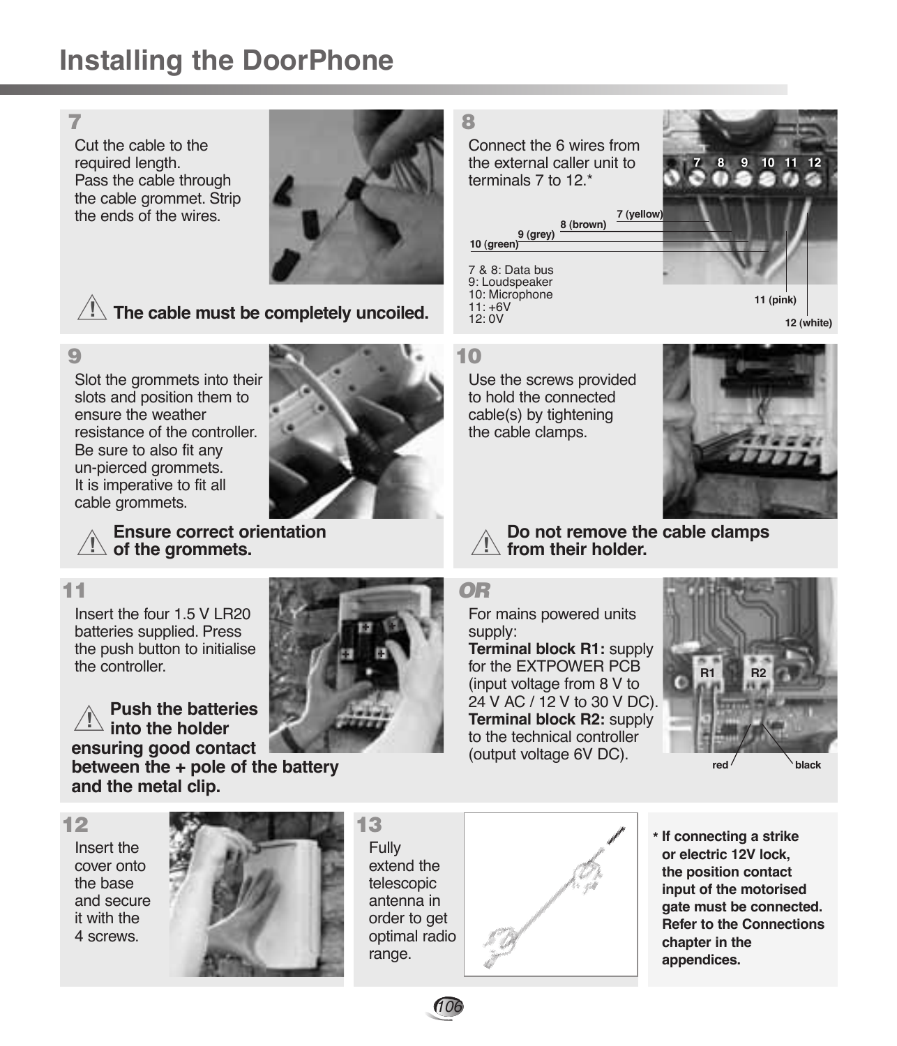# Installing the DoorPhone

## 7

Cut the cable to the required length.
Pass the cable through the cable grommet. Strip the ends of the wires.

⚠ **The cable must be completely uncoiled.**

## 8

Connect the 6 wires from the external caller unit to terminals 7 to 12.*

7 (yellow)
8 (brown)
9 (grey)
10 (green)
11 (pink)
12 (white)

7 & 8: Data bus
9: Loudspeaker
10: Microphone
11: +6V
12: 0V

## 9

Slot the grommets into their slots and position them to ensure the weather resistance of the controller.
Be sure to also fit any un-pierced grommets.
It is imperative to fit all cable grommets.

⚠ **Ensure correct orientation of the grommets.**

## 10

Use the screws provided to hold the connected cable(s) by tightening the cable clamps.

⚠ **Do not remove the cable clamps from their holder.**

## 11

Insert the four 1.5 V LR20 batteries supplied. Press the push button to initialise the controller.

⚠ **Push the batteries into the holder ensuring good contact between the + pole of the battery and the metal clip.**

## OR

For mains powered units supply:
**Terminal block R1:** supply for the EXTPOWER PCB (input voltage from 8 V to 24 V AC / 12 V to 30 V DC).
**Terminal block R2:** supply to the technical controller (output voltage 6V DC).

R1 R2
red black

## 12

Insert the cover onto the base and secure it with the 4 screws.

## 13

Fully extend the telescopic antenna in order to get optimal radio range.

**\* If connecting a strike or electric 12V lock, the position contact input of the motorised gate must be connected. Refer to the Connections chapter in the appendices.**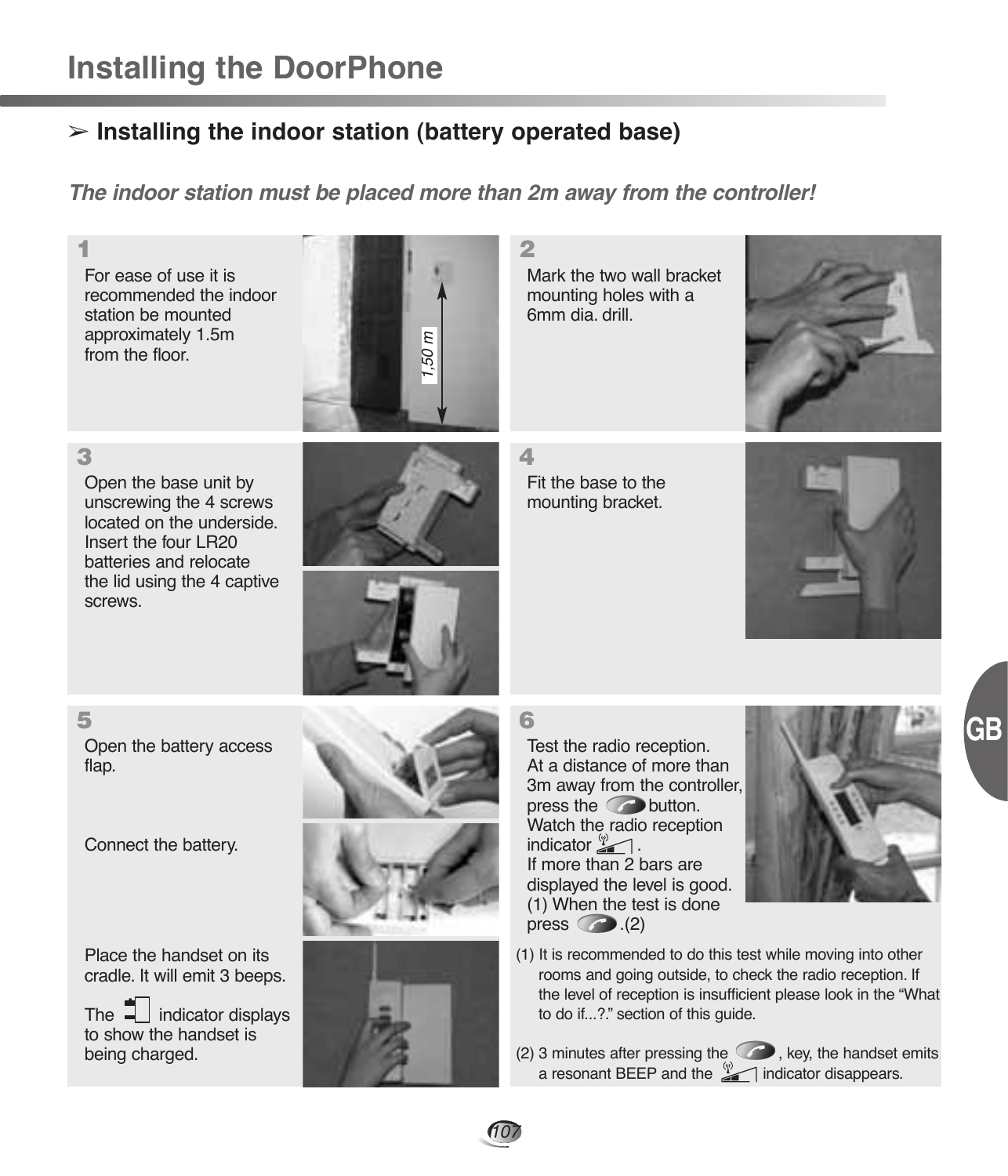# Installing the DoorPhone

## ➢ Installing the indoor station (battery operated base)

***The indoor station must be placed more than 2m away from the controller!***

**1**

For ease of use it is recommended the indoor station be mounted approximately 1.5m from the floor.

1,50 m

**2**

Mark the two wall bracket mounting holes with a 6mm dia. drill.

**3**

Open the base unit by unscrewing the 4 screws located on the underside. Insert the four LR20 batteries and relocate the lid using the 4 captive screws.

**4**

Fit the base to the mounting bracket.

**5**

Open the battery access flap.

Connect the battery.

Place the handset on its cradle. It will emit 3 beeps.

The indicator displays to show the handset is being charged.

**6**

Test the radio reception.
At a distance of more than 3m away from the controller, press the button.
Watch the radio reception indicator.
If more than 2 bars are displayed the level is good. (1) When the test is done press .(2)

(1) It is recommended to do this test while moving into other rooms and going outside, to check the radio reception. If the level of reception is insufficient please look in the “What to do if...?.” section of this guide.

(2) 3 minutes after pressing the , key, the handset emits a resonant BEEP and the indicator disappears.

GB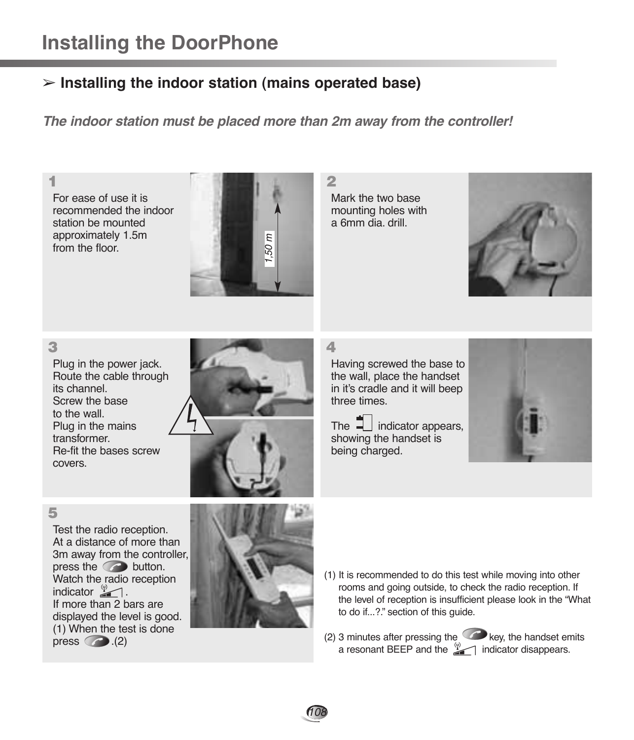# Installing the DoorPhone

## ➢ Installing the indoor station (mains operated base)

***The indoor station must be placed more than 2m away from the controller!***

**1**

For ease of use it is recommended the indoor station be mounted approximately 1.5m from the floor.

1,50 m

**2**

Mark the two base mounting holes with a 6mm dia. drill.

**3**

Plug in the power jack.
Route the cable through its channel.
Screw the base to the wall.
Plug in the mains transformer.
Re-fit the bases screw covers.

**4**

Having screwed the base to the wall, place the handset in it's cradle and it will beep three times.

The indicator appears, showing the handset is being charged.

**5**

Test the radio reception.
At a distance of more than 3m away from the controller, press the button.
Watch the radio reception indicator .
If more than 2 bars are displayed the level is good. (1) When the test is done press .(2)

(1) It is recommended to do this test while moving into other rooms and going outside, to check the radio reception. If the level of reception is insufficient please look in the "What to do if...?." section of this guide.

(2) 3 minutes after pressing the key, the handset emits a resonant BEEP and the indicator disappears.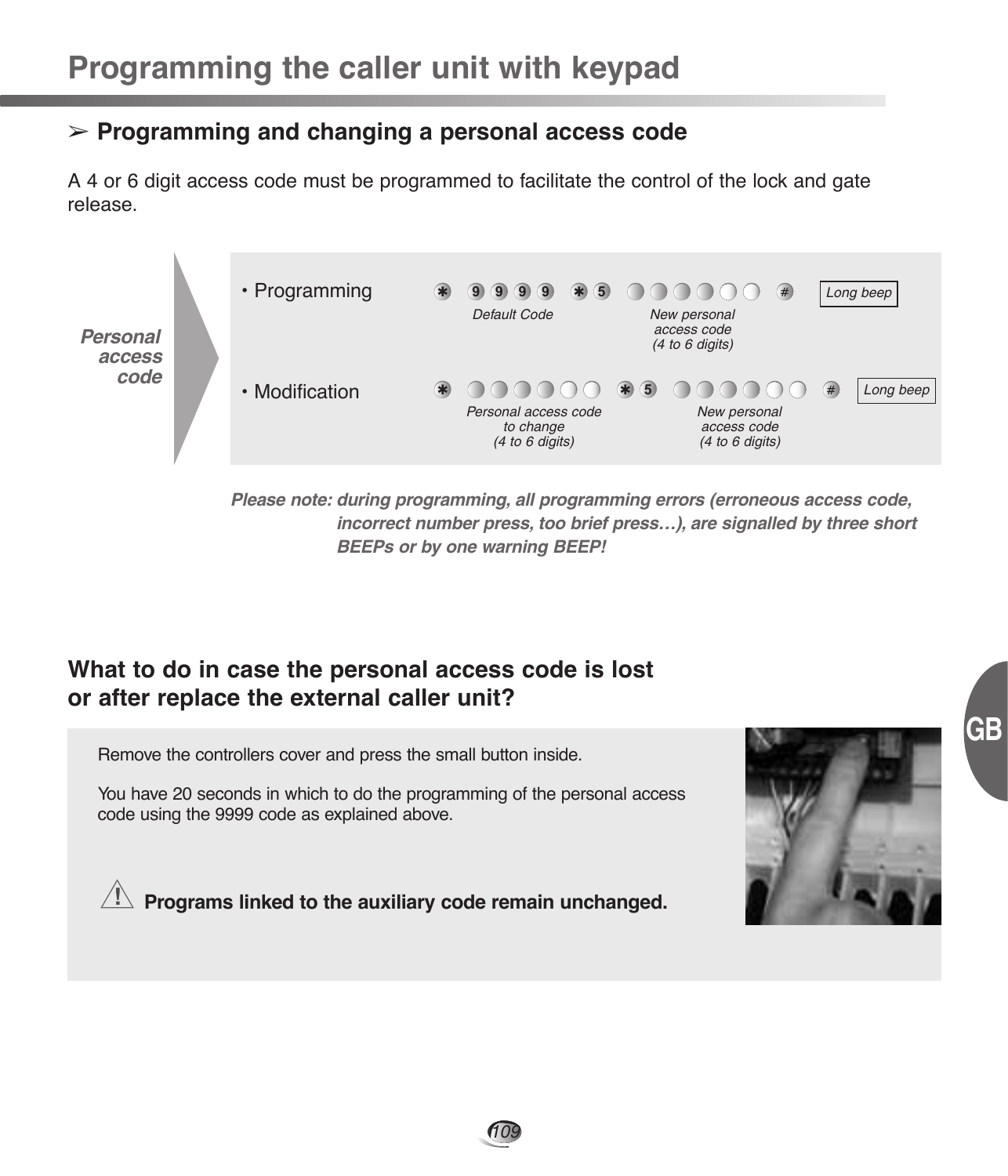# Programming the caller unit with keypad

## ➢ Programming and changing a personal access code

A 4 or 6 digit access code must be programmed to facilitate the control of the lock and gate release.

***Personal access code***

| | Sequence | Result |
|---|---|---|
| • Programming | * 9 9 9 9 (Default Code) * 5 ○○○○○○ (New personal access code (4 to 6 digits)) # | Long beep |
| • Modification | * ○○○○○○ (Personal access code to change (4 to 6 digits)) * 5 ○○○○○○ (New personal access code (4 to 6 digits)) # | Long beep |

***Please note: during programming, all programming errors (erroneous access code, incorrect number press, too brief press…), are signalled by three short BEEPs or by one warning BEEP!***

## What to do in case the personal access code is lost or after replace the external caller unit?

Remove the controllers cover and press the small button inside.

You have 20 seconds in which to do the programming of the personal access code using the 9999 code as explained above.

⚠ **Programs linked to the auxiliary code remain unchanged.**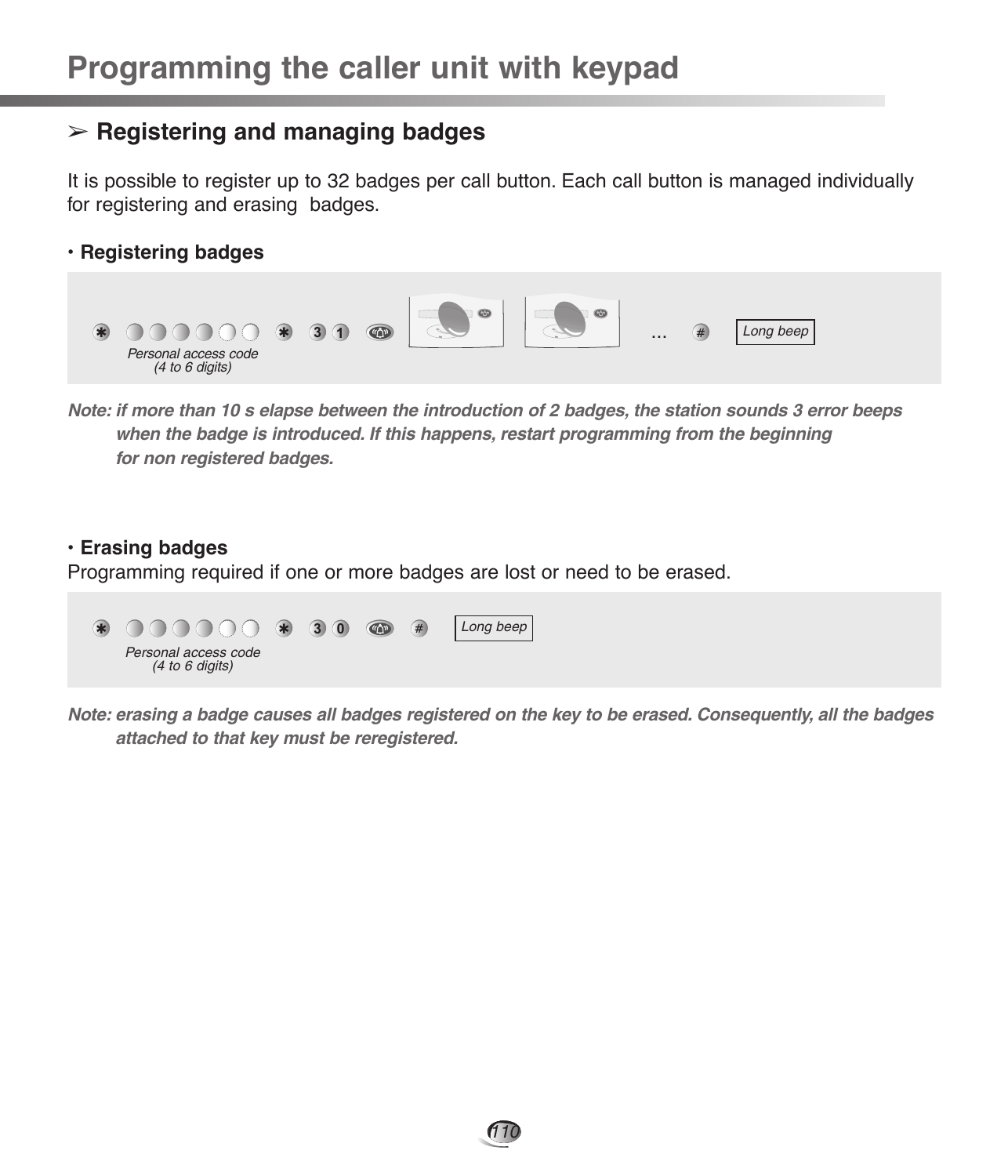# Programming the caller unit with keypad

## ➢ Registering and managing badges

It is possible to register up to 32 badges per call button. Each call button is managed individually for registering and erasing badges.

### • Registering badges

* ○○○○○○ * 3 1 ... # Long beep

Personal access code (4 to 6 digits)

***Note: if more than 10 s elapse between the introduction of 2 badges, the station sounds 3 error beeps when the badge is introduced. If this happens, restart programming from the beginning for non registered badges.***

### • Erasing badges

Programming required if one or more badges are lost or need to be erased.

* ○○○○○○ * 3 0 # Long beep

Personal access code (4 to 6 digits)

***Note: erasing a badge causes all badges registered on the key to be erased. Consequently, all the badges attached to that key must be reregistered.***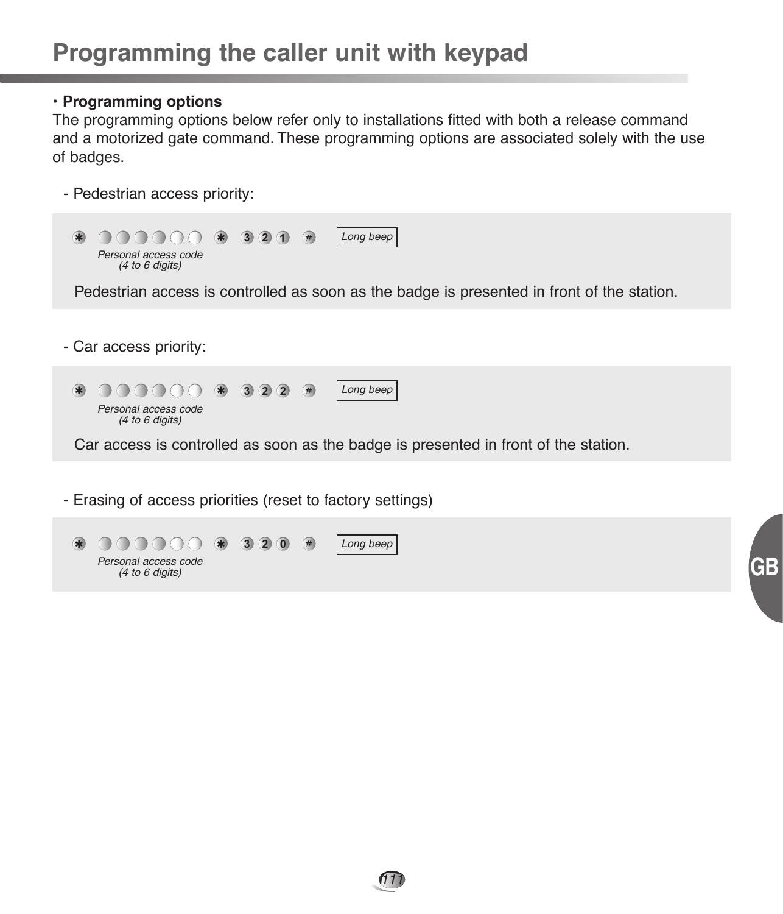# Programming the caller unit with keypad

• **Programming options**
The programming options below refer only to installations fitted with both a release command and a motorized gate command. These programming options are associated solely with the use of badges.

- Pedestrian access priority:

* ○○○○○○ * 3 2 1 # — Long beep

*Personal access code (4 to 6 digits)*

Pedestrian access is controlled as soon as the badge is presented in front of the station.

- Car access priority:

* ○○○○○○ * 3 2 2 # — Long beep

*Personal access code (4 to 6 digits)*

Car access is controlled as soon as the badge is presented in front of the station.

- Erasing of access priorities (reset to factory settings)

* ○○○○○○ * 3 2 0 # — Long beep

*Personal access code (4 to 6 digits)*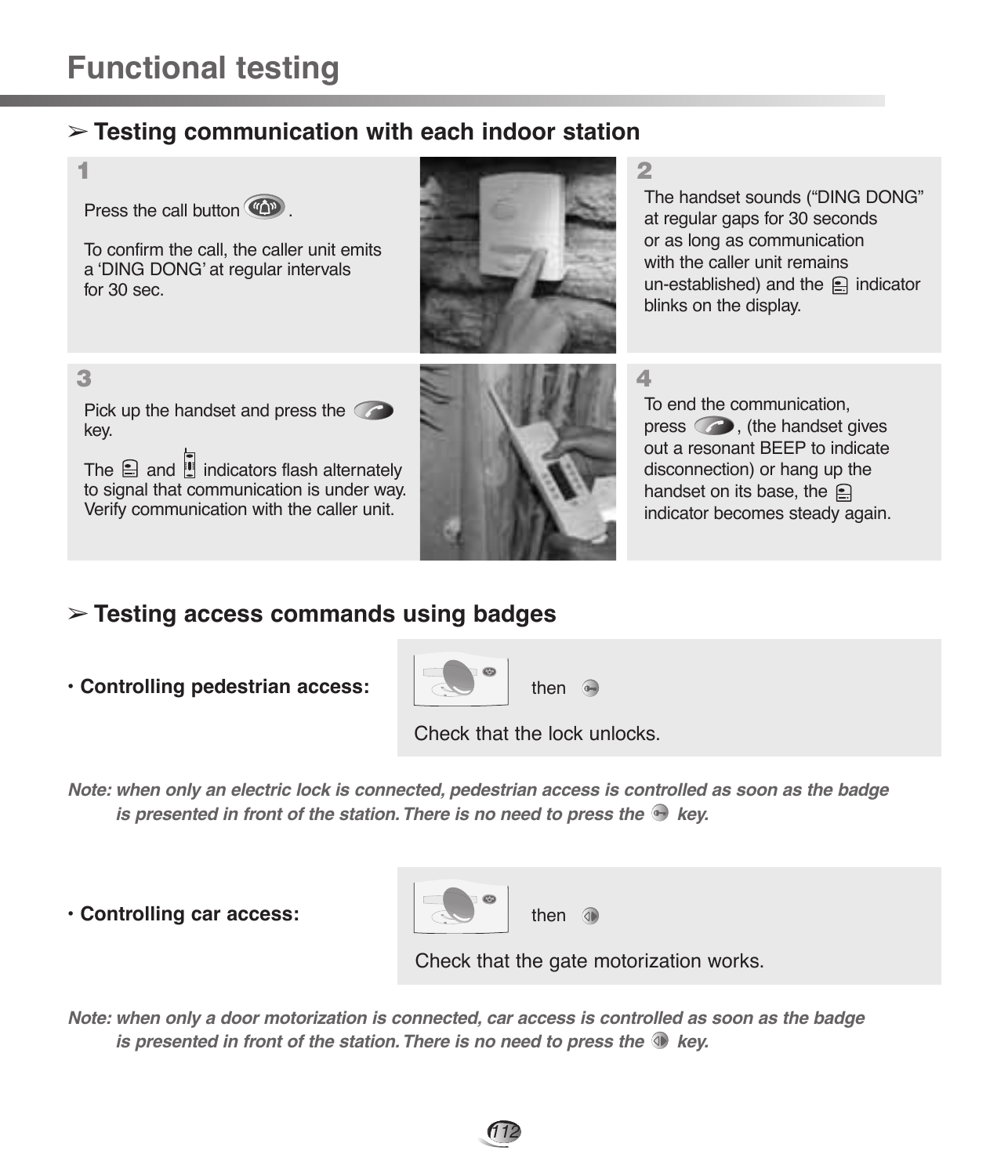# Functional testing

## ➢ Testing communication with each indoor station

**1**

Press the call button .

To confirm the call, the caller unit emits a 'DING DONG' at regular intervals for 30 sec.

**2**

The handset sounds ("DING DONG" at regular gaps for 30 seconds or as long as communication with the caller unit remains un-established) and the indicator blinks on the display.

**3**

Pick up the handset and press the key.

The and indicators flash alternately to signal that communication is under way. Verify communication with the caller unit.

**4**

To end the communication, press , (the handset gives out a resonant BEEP to indicate disconnection) or hang up the handset on its base, the indicator becomes steady again.

## ➢ Testing access commands using badges

- **Controlling pedestrian access:**

then

Check that the lock unlocks.

*Note: when only an electric lock is connected, pedestrian access is controlled as soon as the badge is presented in front of the station. There is no need to press the key.*

- **Controlling car access:**

then

Check that the gate motorization works.

*Note: when only a door motorization is connected, car access is controlled as soon as the badge is presented in front of the station. There is no need to press the key.*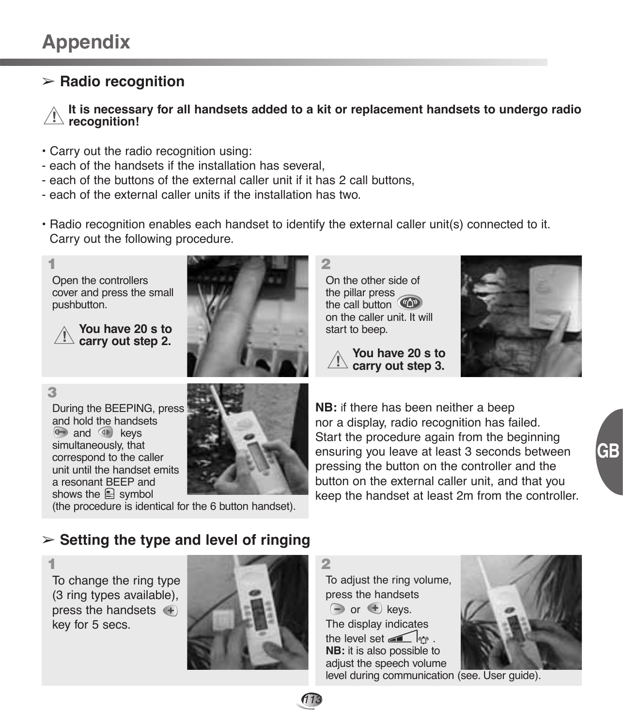# Appendix

## ➢ Radio recognition

**It is necessary for all handsets added to a kit or replacement handsets to undergo radio recognition!**

• Carry out the radio recognition using:
- each of the handsets if the installation has several,
- each of the buttons of the external caller unit if it has 2 call buttons,
- each of the external caller units if the installation has two.

• Radio recognition enables each handset to identify the external caller unit(s) connected to it. Carry out the following procedure.

**1**

Open the controllers cover and press the small pushbutton.

**You have 20 s to carry out step 2.**

**2**

On the other side of the pillar press the call button on the caller unit. It will start to beep.

**You have 20 s to carry out step 3.**

**3**

During the BEEPING, press and hold the handsets and keys simultaneously, that correspond to the caller unit until the handset emits a resonant BEEP and shows the symbol (the procedure is identical for the 6 button handset).

**NB:** if there has been neither a beep nor a display, radio recognition has failed. Start the procedure again from the beginning ensuring you leave at least 3 seconds between pressing the button on the controller and the button on the external caller unit, and that you keep the handset at least 2m from the controller.

## ➢ Setting the type and level of ringing

**1**

To change the ring type (3 ring types available), press the handsets key for 5 secs.

**2**

To adjust the ring volume, press the handsets or keys. The display indicates the level set.

**NB:** it is also possible to adjust the speech volume level during communication (see. User guide).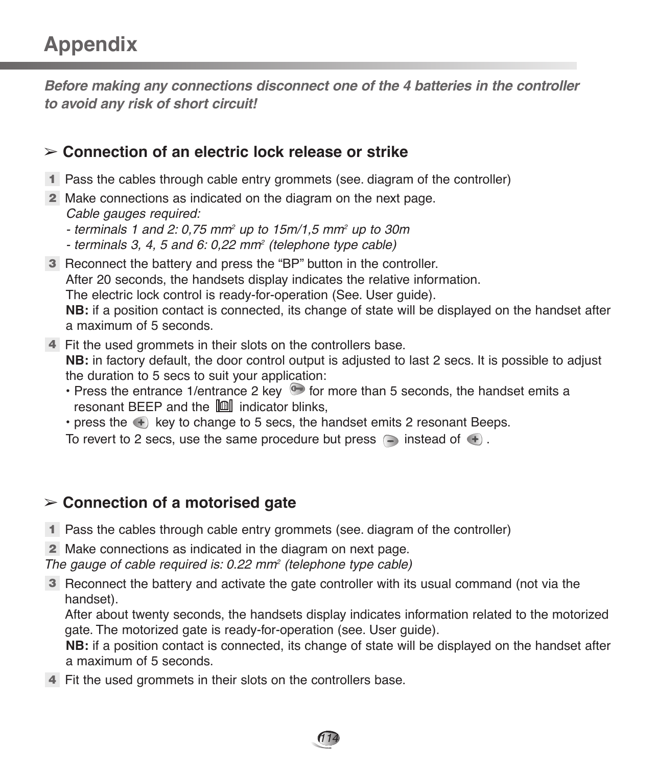# Appendix

***Before making any connections disconnect one of the 4 batteries in the controller to avoid any risk of short circuit!***

## ➢ Connection of an electric lock release or strike

1. Pass the cables through cable entry grommets (see. diagram of the controller)
2. Make connections as indicated on the diagram on the next page.
   *Cable gauges required:*
   *- terminals 1 and 2: 0,75 mm² up to 15m/1,5 mm² up to 30m*
   *- terminals 3, 4, 5 and 6: 0,22 mm² (telephone type cable)*
3. Reconnect the battery and press the "BP" button in the controller.
   After 20 seconds, the handsets display indicates the relative information.
   The electric lock control is ready-for-operation (See. User guide).
   **NB:** if a position contact is connected, its change of state will be displayed on the handset after a maximum of 5 seconds.
4. Fit the used grommets in their slots on the controllers base.
   **NB:** in factory default, the door control output is adjusted to last 2 secs. It is possible to adjust the duration to 5 secs to suit your application:
   - Press the entrance 1/entrance 2 key for more than 5 seconds, the handset emits a resonant BEEP and the indicator blinks,
   - press the + key to change to 5 secs, the handset emits 2 resonant Beeps.

   To revert to 2 secs, use the same procedure but press – instead of + .

## ➢ Connection of a motorised gate

1. Pass the cables through cable entry grommets (see. diagram of the controller)
2. Make connections as indicated in the diagram on next page.

*The gauge of cable required is: 0.22 mm² (telephone type cable)*

3. Reconnect the battery and activate the gate controller with its usual command (not via the handset).
   After about twenty seconds, the handsets display indicates information related to the motorized gate. The motorized gate is ready-for-operation (see. User guide).
   **NB:** if a position contact is connected, its change of state will be displayed on the handset after a maximum of 5 seconds.
4. Fit the used grommets in their slots on the controllers base.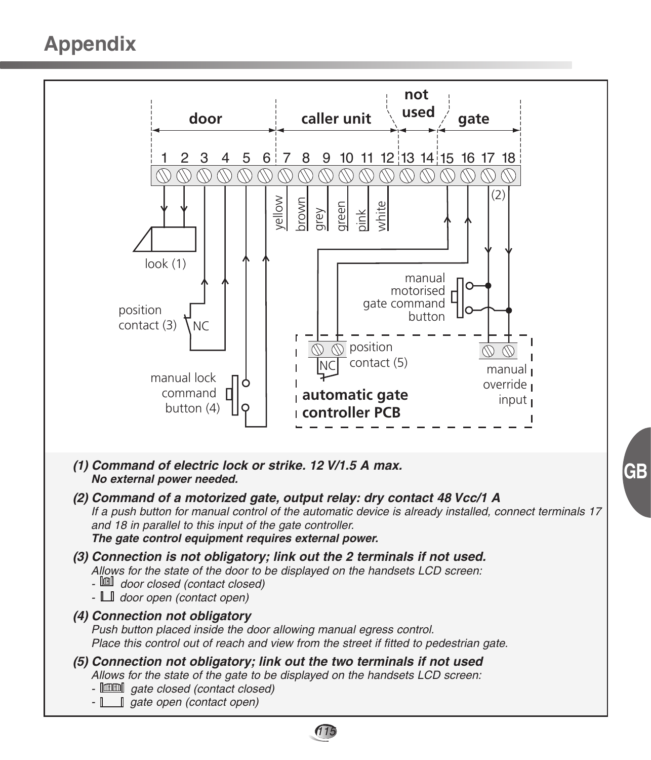# Appendix

door | caller unit | not used | gate

1 2 3 4 5 6 7 8 9 10 11 12 13 14 15 16 17 18

yellow brown grey green pink white

(2)

look (1)

position contact (3) NC

manual lock command button (4)

manual motorised gate command button

NC position contact (5)

manual override input

automatic gate controller PCB

***(1) Command of electric lock or strike. 12 V/1.5 A max.***
***No external power needed.***

***(2) Command of a motorized gate, output relay: dry contact 48 Vcc/1 A***
*If a push button for manual control of the automatic device is already installed, connect terminals 17 and 18 in parallel to this input of the gate controller.*
***The gate control equipment requires external power.***

***(3) Connection is not obligatory; link out the 2 terminals if not used.***
*Allows for the state of the door to be displayed on the handsets LCD screen:*
- *door closed (contact closed)*
- *door open (contact open)*

***(4) Connection not obligatory***
*Push button placed inside the door allowing manual egress control.*
*Place this control out of reach and view from the street if fitted to pedestrian gate.*

***(5) Connection not obligatory; link out the two terminals if not used***
*Allows for the state of the gate to be displayed on the handsets LCD screen:*
- *gate closed (contact closed)*
- *gate open (contact open)*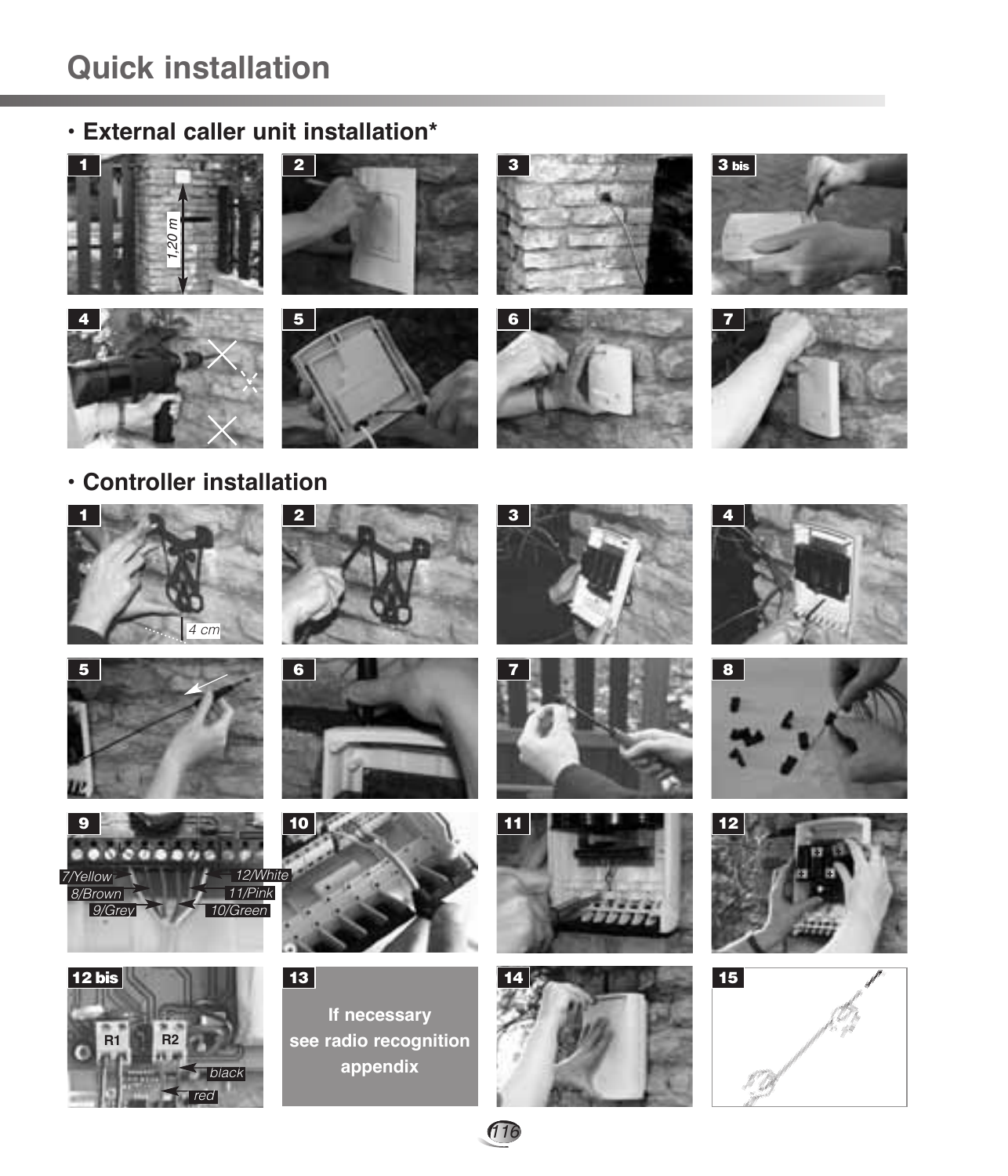# Quick installation

## • External caller unit installation*

1

1,20 m

2

3

3 bis

4

5

6

7

## • Controller installation

1

4 cm

2

3

4

5

6

7

8

9

7/Yellow
8/Brown
9/Grey
12/White
11/Pink
10/Green

10

11

12

12 bis

R1
R2
black
red

13

**If necessary see radio recognition appendix**

14

15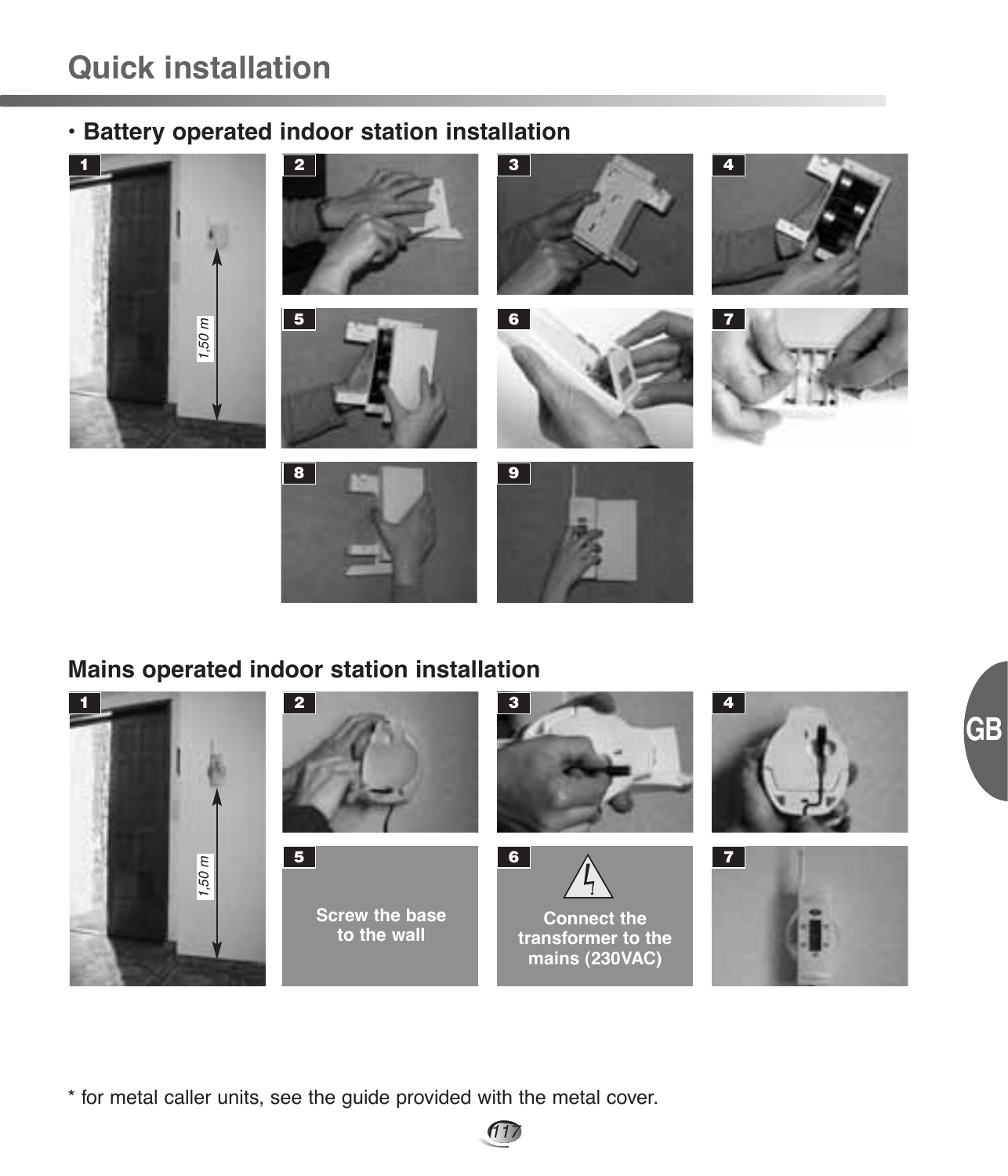# Quick installation

## • Battery operated indoor station installation

1 2 3 4

1,50 m

5 6 7

8 9

## Mains operated indoor station installation

1 2 3 4

1,50 m

5 Screw the base to the wall

6 Connect the transformer to the mains (230VAC)

7

\* for metal caller units, see the guide provided with the metal cover.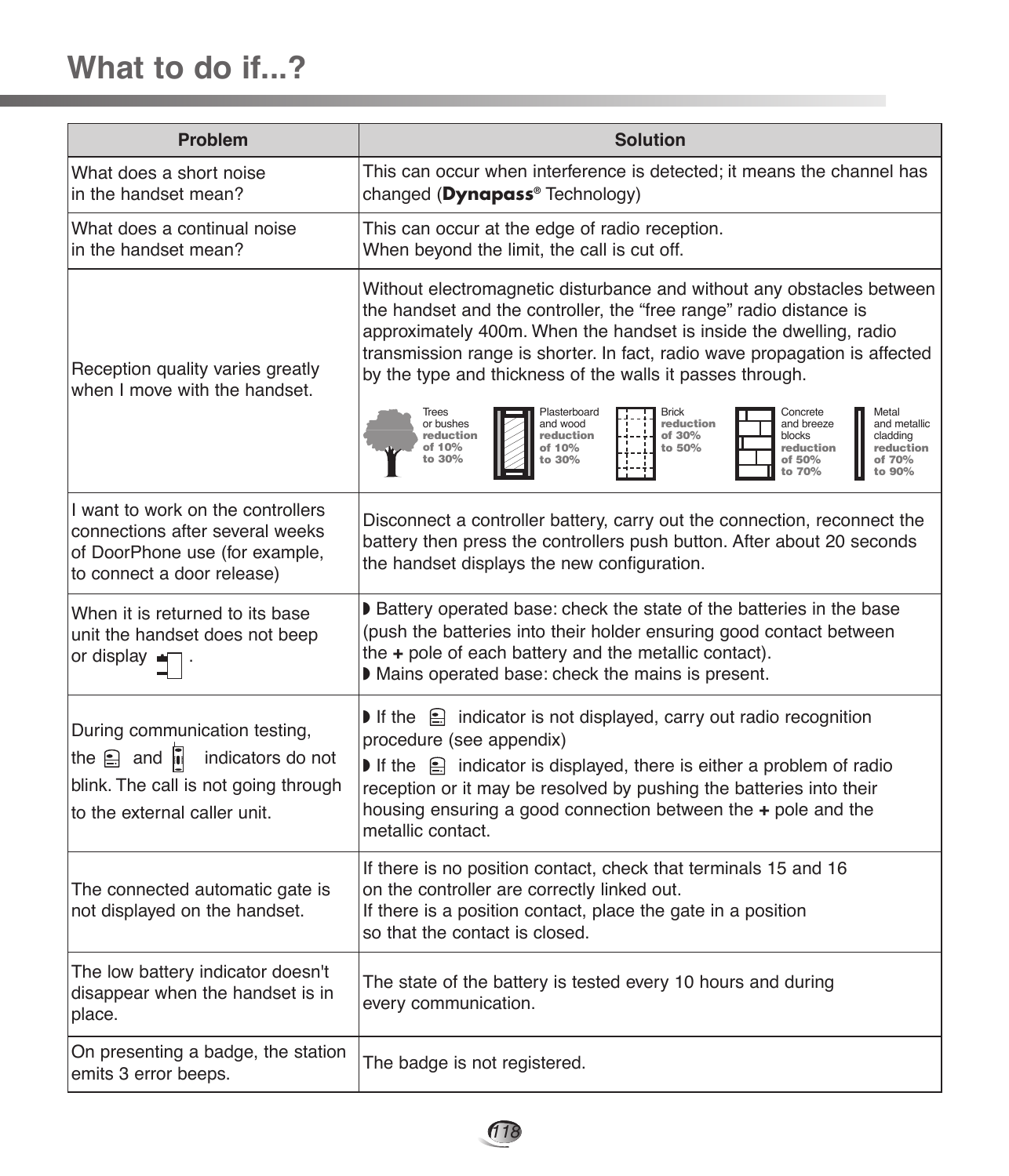# What to do if...?

| Problem | Solution |
|---|---|
| What does a short noise in the handset mean? | This can occur when interference is detected; it means the channel has changed (**Dynapass**® Technology) |
| What does a continual noise in the handset mean? | This can occur at the edge of radio reception.<br>When beyond the limit, the call is cut off. |
| Reception quality varies greatly when I move with the handset. | Without electromagnetic disturbance and without any obstacles between the handset and the controller, the "free range" radio distance is approximately 400m. When the handset is inside the dwelling, radio transmission range is shorter. In fact, radio wave propagation is affected by the type and thickness of the walls it passes through.<br>Trees or bushes **reduction of 10% to 30%** · Plasterboard and wood **reduction of 10% to 30%** · Brick **reduction of 30% to 50%** · Concrete and breeze blocks **reduction of 50% to 70%** · Metal and metallic cladding **reduction of 70% to 90%** |
| I want to work on the controllers connections after several weeks of DoorPhone use (for example, to connect a door release) | Disconnect a controller battery, carry out the connection, reconnect the battery then press the controllers push button. After about 20 seconds the handset displays the new configuration. |
| When it is returned to its base unit the handset does not beep or display . | ◗ Battery operated base: check the state of the batteries in the base (push the batteries into their holder ensuring good contact between the **+** pole of each battery and the metallic contact).<br>◗ Mains operated base: check the mains is present. |
| During communication testing, the and indicators do not blink. The call is not going through to the external caller unit. | ◗ If the indicator is not displayed, carry out radio recognition procedure (see appendix)<br>◗ If the indicator is displayed, there is either a problem of radio reception or it may be resolved by pushing the batteries into their housing ensuring a good connection between the **+** pole and the metallic contact. |
| The connected automatic gate is not displayed on the handset. | If there is no position contact, check that terminals 15 and 16 on the controller are correctly linked out.<br>If there is a position contact, place the gate in a position so that the contact is closed. |
| The low battery indicator doesn't disappear when the handset is in place. | The state of the battery is tested every 10 hours and during every communication. |
| On presenting a badge, the station emits 3 error beeps. | The badge is not registered. |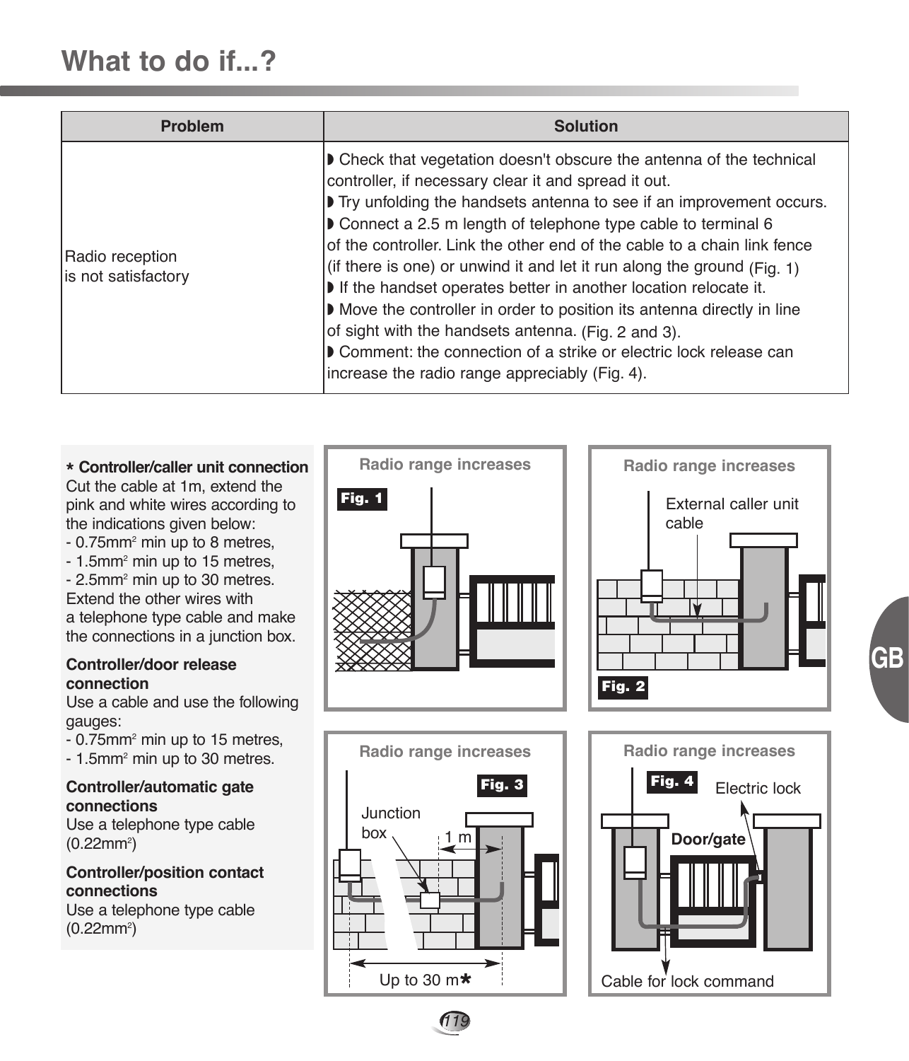# What to do if...?

| Problem | Solution |
|---|---|
| Radio reception is not satisfactory | ◗ Check that vegetation doesn't obscure the antenna of the technical controller, if necessary clear it and spread it out.<br>◗ Try unfolding the handsets antenna to see if an improvement occurs.<br>◗ Connect a 2.5 m length of telephone type cable to terminal 6 of the controller. Link the other end of the cable to a chain link fence (if there is one) or unwind it and let it run along the ground (Fig. 1)<br>◗ If the handset operates better in another location relocate it.<br>◗ Move the controller in order to position its antenna directly in line of sight with the handsets antenna. (Fig. 2 and 3).<br>◗ Comment: the connection of a strike or electric lock release can increase the radio range appreciably (Fig. 4). |

**\* Controller/caller unit connection**
Cut the cable at 1m, extend the pink and white wires according to the indications given below:
- 0.75mm² min up to 8 metres,
- 1.5mm² min up to 15 metres,
- 2.5mm² min up to 30 metres.

Extend the other wires with a telephone type cable and make the connections in a junction box.

**Controller/door release connection**
Use a cable and use the following gauges:
- 0.75mm² min up to 15 metres,
- 1.5mm² min up to 30 metres.

**Controller/automatic gate connections**
Use a telephone type cable (0.22mm²)

**Controller/position contact connections**
Use a telephone type cable (0.22mm²)

Fig. 1 – Radio range increases

Fig. 2 – Radio range increases (External caller unit cable)

Fig. 3 – Radio range increases (Junction box, 1 m, Up to 30 m*)

Fig. 4 – Radio range increases (Electric lock, Door/gate, Cable for lock command)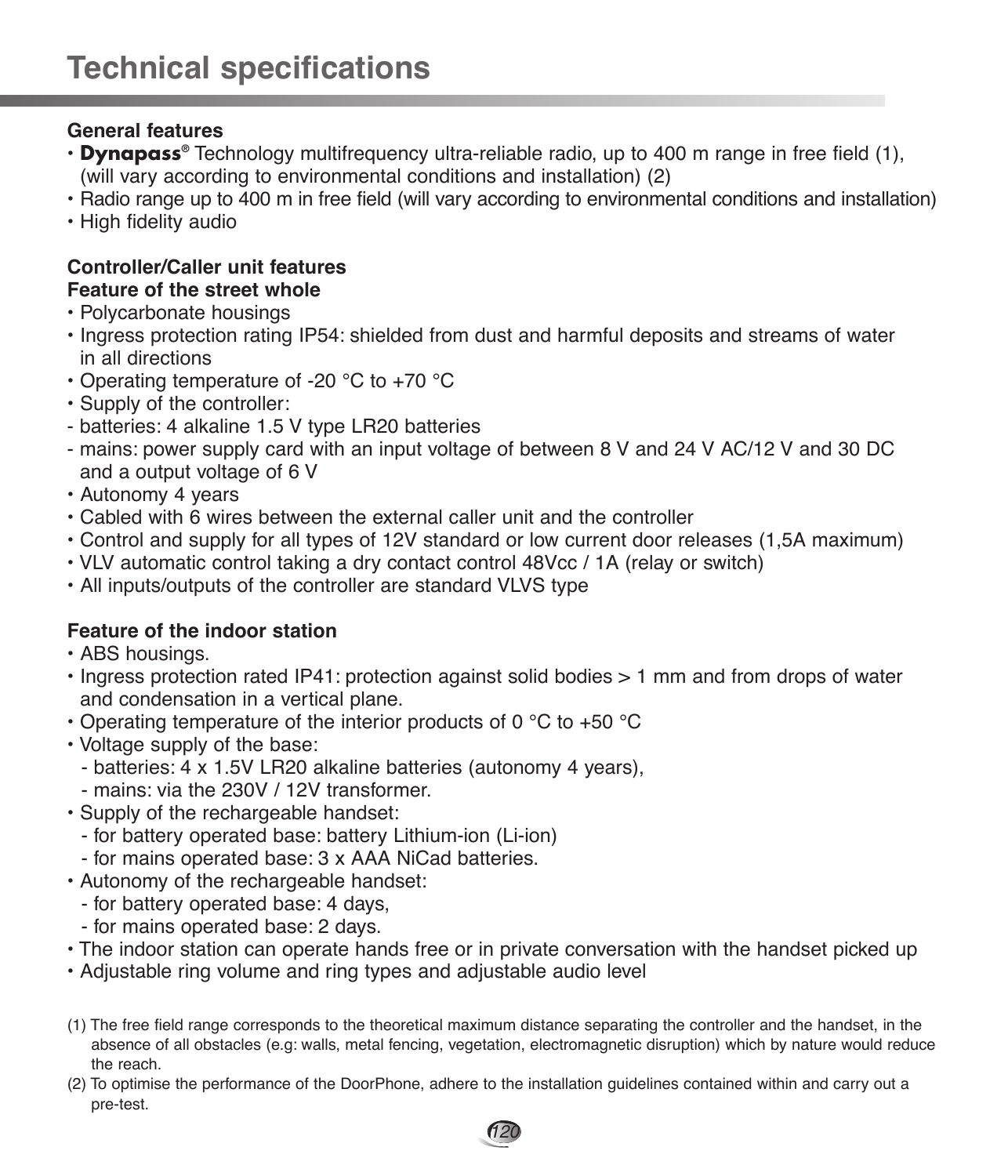# Technical specifications

**General features**

- **Dynapass®** Technology multifrequency ultra-reliable radio, up to 400 m range in free field (1), (will vary according to environmental conditions and installation) (2)
- Radio range up to 400 m in free field (will vary according to environmental conditions and installation)
- High fidelity audio

**Controller/Caller unit features**
**Feature of the street whole**

- Polycarbonate housings
- Ingress protection rating IP54: shielded from dust and harmful deposits and streams of water in all directions
- Operating temperature of -20 °C to +70 °C
- Supply of the controller:
- batteries: 4 alkaline 1.5 V type LR20 batteries
- mains: power supply card with an input voltage of between 8 V and 24 V AC/12 V and 30 DC and a output voltage of 6 V
- Autonomy 4 years
- Cabled with 6 wires between the external caller unit and the controller
- Control and supply for all types of 12V standard or low current door releases (1,5A maximum)
- VLV automatic control taking a dry contact control 48Vcc / 1A (relay or switch)
- All inputs/outputs of the controller are standard VLVS type

**Feature of the indoor station**

- ABS housings.
- Ingress protection rated IP41: protection against solid bodies > 1 mm and from drops of water and condensation in a vertical plane.
- Operating temperature of the interior products of 0 °C to +50 °C
- Voltage supply of the base:
  - batteries: 4 x 1.5V LR20 alkaline batteries (autonomy 4 years),
  - mains: via the 230V / 12V transformer.
- Supply of the rechargeable handset:
  - for battery operated base: battery Lithium-ion (Li-ion)
  - for mains operated base: 3 x AAA NiCad batteries.
- Autonomy of the rechargeable handset:
  - for battery operated base: 4 days,
  - for mains operated base: 2 days.
- The indoor station can operate hands free or in private conversation with the handset picked up
- Adjustable ring volume and ring types and adjustable audio level

(1) The free field range corresponds to the theoretical maximum distance separating the controller and the handset, in the absence of all obstacles (e.g: walls, metal fencing, vegetation, electromagnetic disruption) which by nature would reduce the reach.

(2) To optimise the performance of the DoorPhone, adhere to the installation guidelines contained within and carry out a pre-test.